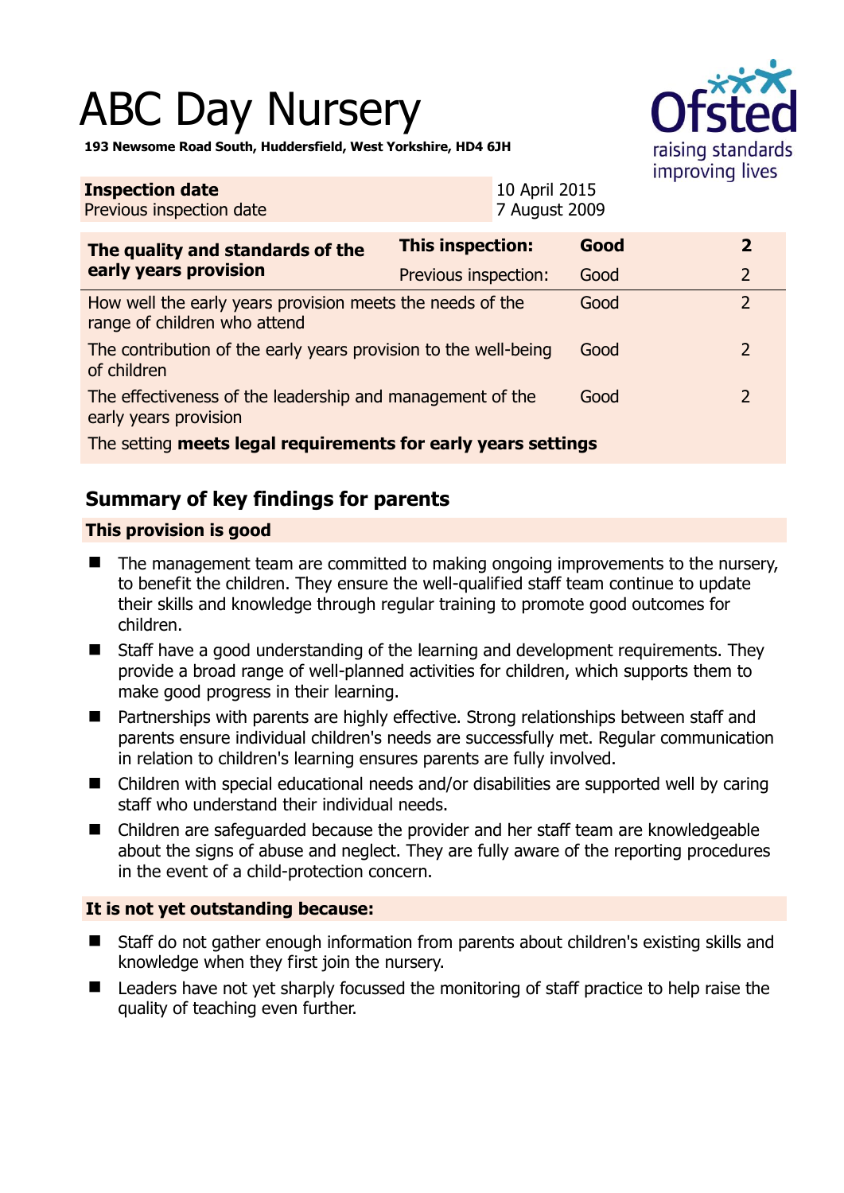# ABC Day Nursery

**193 Newsome Road South, Huddersfield, West Yorkshire, HD4 6JH**

| | |
|---|---|
| **Inspection date** | 10 April 2015 |
| Previous inspection date | 7 August 2009 |

| **The quality and standards of the early years provision** | **This inspection:** | **Good** | **2** |
|---|---|---|---|
| | Previous inspection: | Good | 2 |
| How well the early years provision meets the needs of the range of children who attend | | Good | 2 |
| The contribution of the early years provision to the well-being of children | | Good | 2 |
| The effectiveness of the leadership and management of the early years provision | | Good | 2 |
| The setting **meets legal requirements for early years settings** | | | |

## Summary of key findings for parents

### This provision is good

- The management team are committed to making ongoing improvements to the nursery, to benefit the children. They ensure the well-qualified staff team continue to update their skills and knowledge through regular training to promote good outcomes for children.
- Staff have a good understanding of the learning and development requirements. They provide a broad range of well-planned activities for children, which supports them to make good progress in their learning.
- Partnerships with parents are highly effective. Strong relationships between staff and parents ensure individual children's needs are successfully met. Regular communication in relation to children's learning ensures parents are fully involved.
- Children with special educational needs and/or disabilities are supported well by caring staff who understand their individual needs.
- Children are safeguarded because the provider and her staff team are knowledgeable about the signs of abuse and neglect. They are fully aware of the reporting procedures in the event of a child-protection concern.

### It is not yet outstanding because:

- Staff do not gather enough information from parents about children's existing skills and knowledge when they first join the nursery.
- Leaders have not yet sharply focussed the monitoring of staff practice to help raise the quality of teaching even further.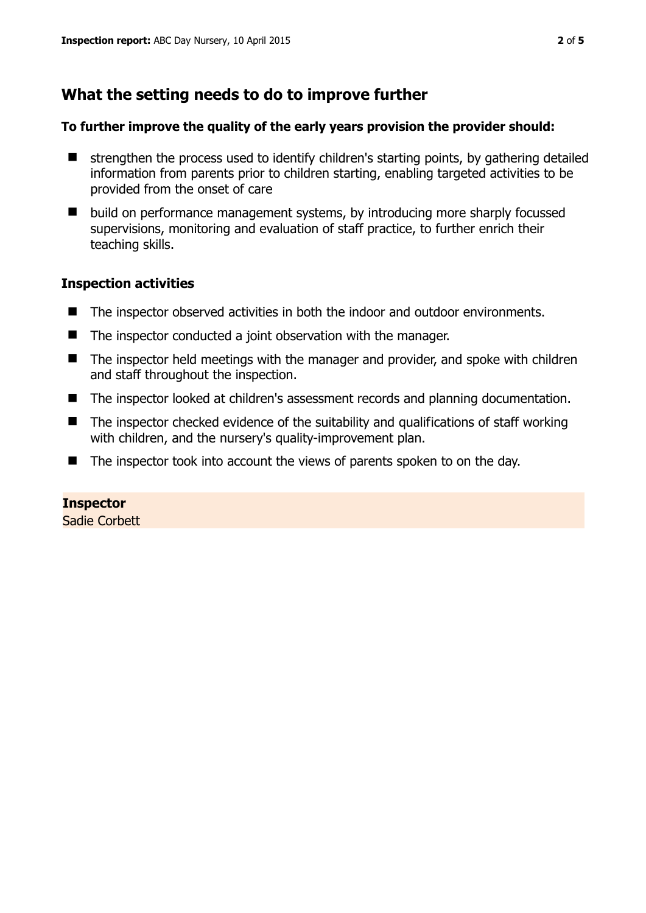## What the setting needs to do to improve further

**To further improve the quality of the early years provision the provider should:**

- strengthen the process used to identify children's starting points, by gathering detailed information from parents prior to children starting, enabling targeted activities to be provided from the onset of care
- build on performance management systems, by introducing more sharply focussed supervisions, monitoring and evaluation of staff practice, to further enrich their teaching skills.

### Inspection activities

- The inspector observed activities in both the indoor and outdoor environments.
- The inspector conducted a joint observation with the manager.
- The inspector held meetings with the manager and provider, and spoke with children and staff throughout the inspection.
- The inspector looked at children's assessment records and planning documentation.
- The inspector checked evidence of the suitability and qualifications of staff working with children, and the nursery's quality-improvement plan.
- The inspector took into account the views of parents spoken to on the day.

**Inspector**
Sadie Corbett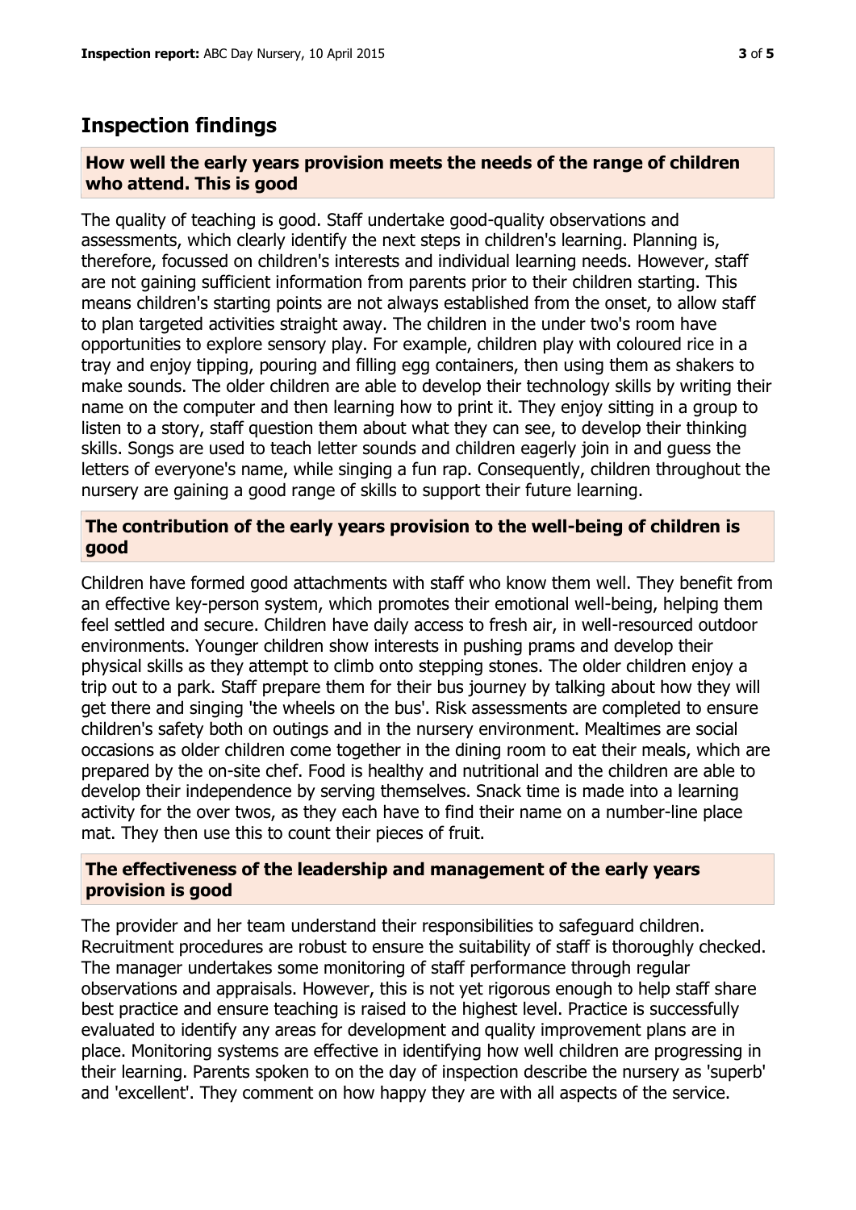## Inspection findings

### How well the early years provision meets the needs of the range of children who attend. This is good

The quality of teaching is good. Staff undertake good-quality observations and assessments, which clearly identify the next steps in children's learning. Planning is, therefore, focussed on children's interests and individual learning needs. However, staff are not gaining sufficient information from parents prior to their children starting. This means children's starting points are not always established from the onset, to allow staff to plan targeted activities straight away. The children in the under two's room have opportunities to explore sensory play. For example, children play with coloured rice in a tray and enjoy tipping, pouring and filling egg containers, then using them as shakers to make sounds. The older children are able to develop their technology skills by writing their name on the computer and then learning how to print it. They enjoy sitting in a group to listen to a story, staff question them about what they can see, to develop their thinking skills. Songs are used to teach letter sounds and children eagerly join in and guess the letters of everyone's name, while singing a fun rap. Consequently, children throughout the nursery are gaining a good range of skills to support their future learning.

### The contribution of the early years provision to the well-being of children is good

Children have formed good attachments with staff who know them well. They benefit from an effective key-person system, which promotes their emotional well-being, helping them feel settled and secure. Children have daily access to fresh air, in well-resourced outdoor environments. Younger children show interests in pushing prams and develop their physical skills as they attempt to climb onto stepping stones. The older children enjoy a trip out to a park. Staff prepare them for their bus journey by talking about how they will get there and singing 'the wheels on the bus'. Risk assessments are completed to ensure children's safety both on outings and in the nursery environment. Mealtimes are social occasions as older children come together in the dining room to eat their meals, which are prepared by the on-site chef. Food is healthy and nutritional and the children are able to develop their independence by serving themselves. Snack time is made into a learning activity for the over twos, as they each have to find their name on a number-line place mat. They then use this to count their pieces of fruit.

### The effectiveness of the leadership and management of the early years provision is good

The provider and her team understand their responsibilities to safeguard children. Recruitment procedures are robust to ensure the suitability of staff is thoroughly checked. The manager undertakes some monitoring of staff performance through regular observations and appraisals. However, this is not yet rigorous enough to help staff share best practice and ensure teaching is raised to the highest level. Practice is successfully evaluated to identify any areas for development and quality improvement plans are in place. Monitoring systems are effective in identifying how well children are progressing in their learning. Parents spoken to on the day of inspection describe the nursery as 'superb' and 'excellent'. They comment on how happy they are with all aspects of the service.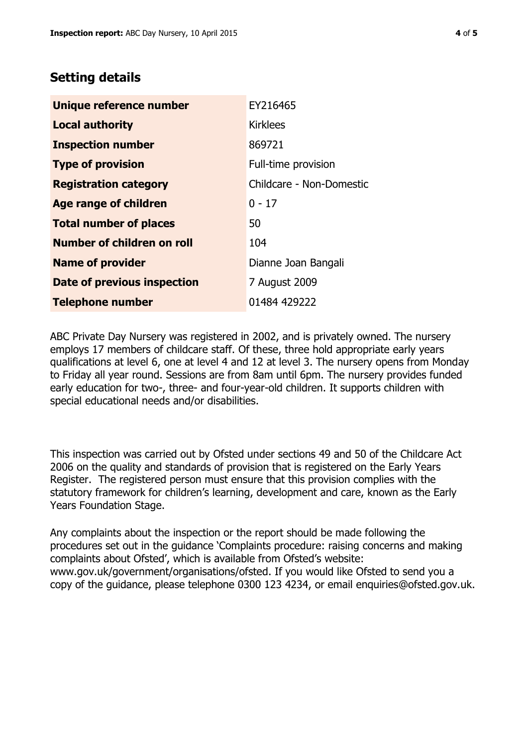## Setting details

| Unique reference number | EY216465 |
|---|---|
| Local authority | Kirklees |
| Inspection number | 869721 |
| Type of provision | Full-time provision |
| Registration category | Childcare - Non-Domestic |
| Age range of children | 0 - 17 |
| Total number of places | 50 |
| Number of children on roll | 104 |
| Name of provider | Dianne Joan Bangali |
| Date of previous inspection | 7 August 2009 |
| Telephone number | 01484 429222 |

ABC Private Day Nursery was registered in 2002, and is privately owned. The nursery employs 17 members of childcare staff. Of these, three hold appropriate early years qualifications at level 6, one at level 4 and 12 at level 3. The nursery opens from Monday to Friday all year round. Sessions are from 8am until 6pm. The nursery provides funded early education for two-, three- and four-year-old children. It supports children with special educational needs and/or disabilities.

This inspection was carried out by Ofsted under sections 49 and 50 of the Childcare Act 2006 on the quality and standards of provision that is registered on the Early Years Register. The registered person must ensure that this provision complies with the statutory framework for children's learning, development and care, known as the Early Years Foundation Stage.

Any complaints about the inspection or the report should be made following the procedures set out in the guidance 'Complaints procedure: raising concerns and making complaints about Ofsted', which is available from Ofsted's website: www.gov.uk/government/organisations/ofsted. If you would like Ofsted to send you a copy of the guidance, please telephone 0300 123 4234, or email enquiries@ofsted.gov.uk.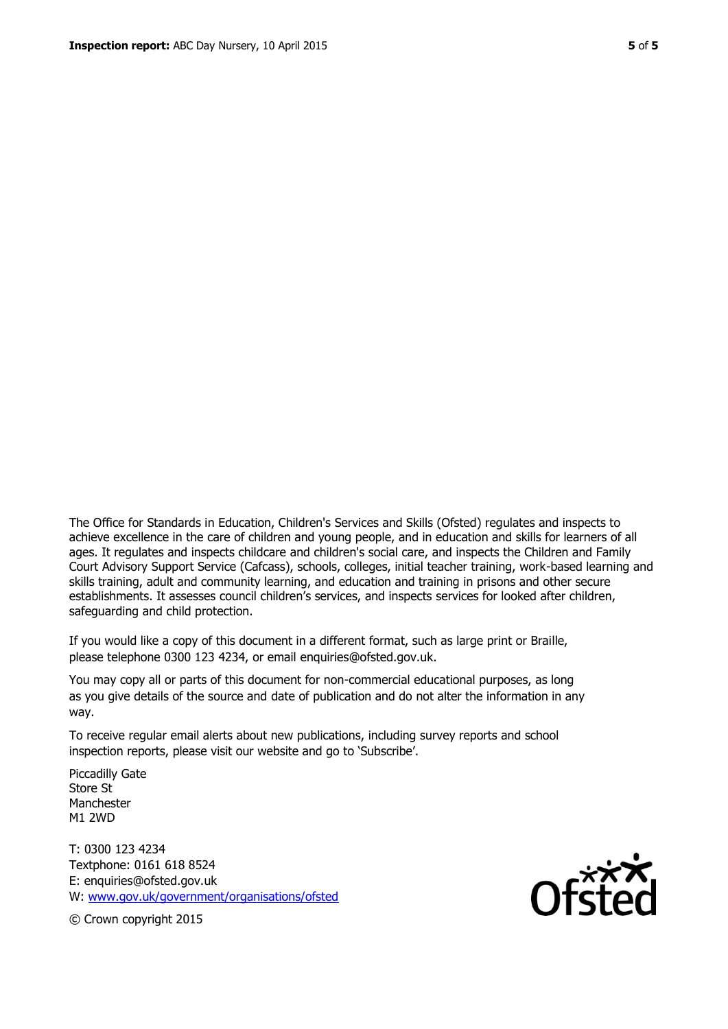The Office for Standards in Education, Children's Services and Skills (Ofsted) regulates and inspects to achieve excellence in the care of children and young people, and in education and skills for learners of all ages. It regulates and inspects childcare and children's social care, and inspects the Children and Family Court Advisory Support Service (Cafcass), schools, colleges, initial teacher training, work-based learning and skills training, adult and community learning, and education and training in prisons and other secure establishments. It assesses council children's services, and inspects services for looked after children, safeguarding and child protection.

If you would like a copy of this document in a different format, such as large print or Braille, please telephone 0300 123 4234, or email enquiries@ofsted.gov.uk.

You may copy all or parts of this document for non-commercial educational purposes, as long as you give details of the source and date of publication and do not alter the information in any way.

To receive regular email alerts about new publications, including survey reports and school inspection reports, please visit our website and go to 'Subscribe'.

Piccadilly Gate
Store St
Manchester
M1 2WD

T: 0300 123 4234
Textphone: 0161 618 8524
E: enquiries@ofsted.gov.uk
W: [www.gov.uk/government/organisations/ofsted](http://www.gov.uk/government/organisations/ofsted)

© Crown copyright 2015